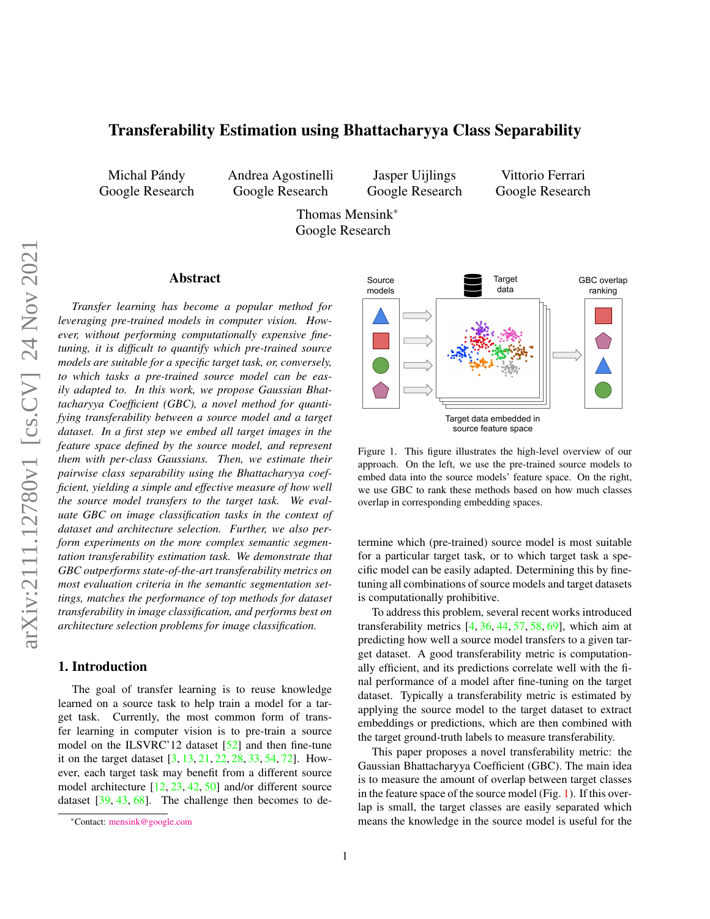# Transferability Estimation using Bhattacharyya Class Separability

Michal Pándy
Google Research

Andrea Agostinelli
Google Research

Jasper Uijlings
Google Research

Vittorio Ferrari
Google Research

Thomas Mensink*
Google Research

## Abstract

*Transfer learning has become a popular method for leveraging pre-trained models in computer vision. However, without performing computationally expensive fine-tuning, it is difficult to quantify which pre-trained source models are suitable for a specific target task, or, conversely, to which tasks a pre-trained source model can be easily adapted to. In this work, we propose Gaussian Bhattacharyya Coefficient (GBC), a novel method for quantifying transferability between a source model and a target dataset. In a first step we embed all target images in the feature space defined by the source model, and represent them with per-class Gaussians. Then, we estimate their pairwise class separability using the Bhattacharyya coefficient, yielding a simple and effective measure of how well the source model transfers to the target task. We evaluate GBC on image classification tasks in the context of dataset and architecture selection. Further, we also perform experiments on the more complex semantic segmentation transferability estimation task. We demonstrate that GBC outperforms state-of-the-art transferability metrics on most evaluation criteria in the semantic segmentation settings, matches the performance of top methods for dataset transferability in image classification, and performs best on architecture selection problems for image classification.*

## 1. Introduction

The goal of transfer learning is to reuse knowledge learned on a source task to help train a model for a target task. Currently, the most common form of transfer learning in computer vision is to pre-train a source model on the ILSVRC'12 dataset [52] and then fine-tune it on the target dataset [3, 13, 21, 22, 28, 33, 54, 72]. However, each target task may benefit from a different source model architecture [12, 23, 42, 50] and/or different source dataset [39, 43, 68]. The challenge then becomes to determine which (pre-trained) source model is most suitable for a particular target task, or to which target task a specific model can be easily adapted. Determining this by fine-tuning all combinations of source models and target datasets is computationally prohibitive.

Figure 1. This figure illustrates the high-level overview of our approach. On the left, we use the pre-trained source models to embed data into the source models' feature space. On the right, we use GBC to rank these methods based on how much classes overlap in corresponding embedding spaces.

To address this problem, several recent works introduced transferability metrics [4, 36, 44, 57, 58, 69], which aim at predicting how well a source model transfers to a given target dataset. A good transferability metric is computationally efficient, and its predictions correlate well with the final performance of a model after fine-tuning on the target dataset. Typically a transferability metric is estimated by applying the source model to the target dataset to extract embeddings or predictions, which are then combined with the target ground-truth labels to measure transferability.

This paper proposes a novel transferability metric: the Gaussian Bhattacharyya Coefficient (GBC). The main idea is to measure the amount of overlap between target classes in the feature space of the source model (Fig. 1). If this overlap is small, the target classes are easily separated which means the knowledge in the source model is useful for the

*Contact: mensink@google.com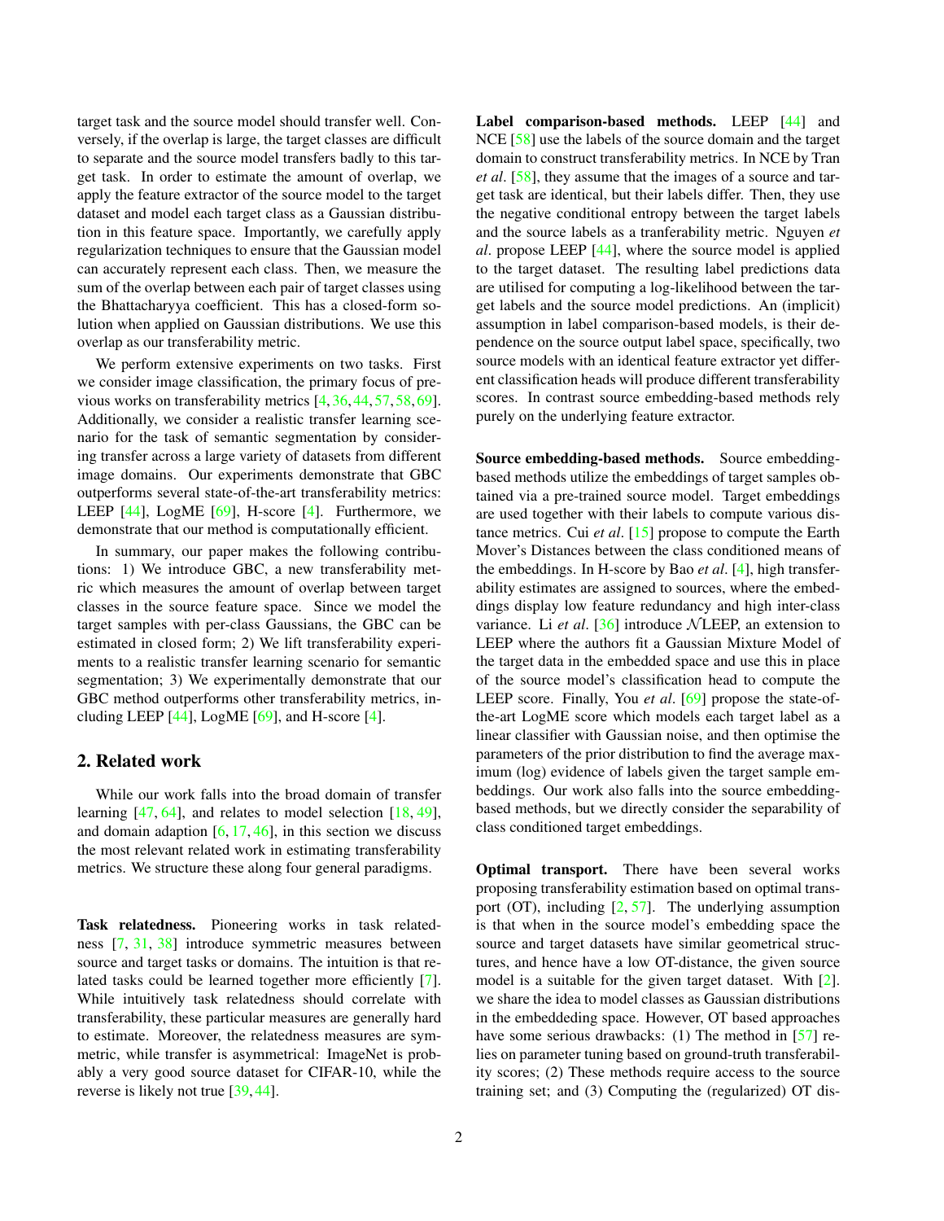target task and the source model should transfer well. Conversely, if the overlap is large, the target classes are difficult to separate and the source model transfers badly to this target task. In order to estimate the amount of overlap, we apply the feature extractor of the source model to the target dataset and model each target class as a Gaussian distribution in this feature space. Importantly, we carefully apply regularization techniques to ensure that the Gaussian model can accurately represent each class. Then, we measure the sum of the overlap between each pair of target classes using the Bhattacharyya coefficient. This has a closed-form solution when applied on Gaussian distributions. We use this overlap as our transferability metric.

We perform extensive experiments on two tasks. First we consider image classification, the primary focus of previous works on transferability metrics [4, 36, 44, 57, 58, 69]. Additionally, we consider a realistic transfer learning scenario for the task of semantic segmentation by considering transfer across a large variety of datasets from different image domains. Our experiments demonstrate that GBC outperforms several state-of-the-art transferability metrics: LEEP [44], LogME [69], H-score [4]. Furthermore, we demonstrate that our method is computationally efficient.

In summary, our paper makes the following contributions: 1) We introduce GBC, a new transferability metric which measures the amount of overlap between target classes in the source feature space. Since we model the target samples with per-class Gaussians, the GBC can be estimated in closed form; 2) We lift transferability experiments to a realistic transfer learning scenario for semantic segmentation; 3) We experimentally demonstrate that our GBC method outperforms other transferability metrics, including LEEP [44], LogME [69], and H-score [4].

## 2. Related work

While our work falls into the broad domain of transfer learning [47, 64], and relates to model selection [18, 49], and domain adaption [6, 17, 46], in this section we discuss the most relevant related work in estimating transferability metrics. We structure these along four general paradigms.

**Task relatedness.** Pioneering works in task relatedness [7, 31, 38] introduce symmetric measures between source and target tasks or domains. The intuition is that related tasks could be learned together more efficiently [7]. While intuitively task relatedness should correlate with transferability, these particular measures are generally hard to estimate. Moreover, the relatedness measures are symmetric, while transfer is asymmetrical: ImageNet is probably a very good source dataset for CIFAR-10, while the reverse is likely not true [39, 44].

**Label comparison-based methods.** LEEP [44] and NCE [58] use the labels of the source domain and the target domain to construct transferability metrics. In NCE by Tran *et al*. [58], they assume that the images of a source and target task are identical, but their labels differ. Then, they use the negative conditional entropy between the target labels and the source labels as a tranferability metric. Nguyen *et al*. propose LEEP [44], where the source model is applied to the target dataset. The resulting label predictions data are utilised for computing a log-likelihood between the target labels and the source model predictions. An (implicit) assumption in label comparison-based models, is their dependence on the source output label space, specifically, two source models with an identical feature extractor yet different classification heads will produce different transferability scores. In contrast source embedding-based methods rely purely on the underlying feature extractor.

**Source embedding-based methods.** Source embedding-based methods utilize the embeddings of target samples obtained via a pre-trained source model. Target embeddings are used together with their labels to compute various distance metrics. Cui *et al*. [15] propose to compute the Earth Mover's Distances between the class conditioned means of the embeddings. In H-score by Bao *et al*. [4], high transferability estimates are assigned to sources, where the embeddings display low feature redundancy and high inter-class variance. Li *et al*. [36] introduce $\mathcal{N}$LEEP, an extension to LEEP where the authors fit a Gaussian Mixture Model of the target data in the embedded space and use this in place of the source model's classification head to compute the LEEP score. Finally, You *et al*. [69] propose the state-of-the-art LogME score which models each target label as a linear classifier with Gaussian noise, and then optimise the parameters of the prior distribution to find the average maximum (log) evidence of labels given the target sample embeddings. Our work also falls into the source embedding-based methods, but we directly consider the separability of class conditioned target embeddings.

**Optimal transport.** There have been several works proposing transferability estimation based on optimal transport (OT), including [2, 57]. The underlying assumption is that when in the source model's embedding space the source and target datasets have similar geometrical structures, and hence have a low OT-distance, the given source model is a suitable for the given target dataset. With [2]. we share the idea to model classes as Gaussian distributions in the embeddeding space. However, OT based approaches have some serious drawbacks: (1) The method in [57] relies on parameter tuning based on ground-truth transferability scores; (2) These methods require access to the source training set; and (3) Computing the (regularized) OT dis-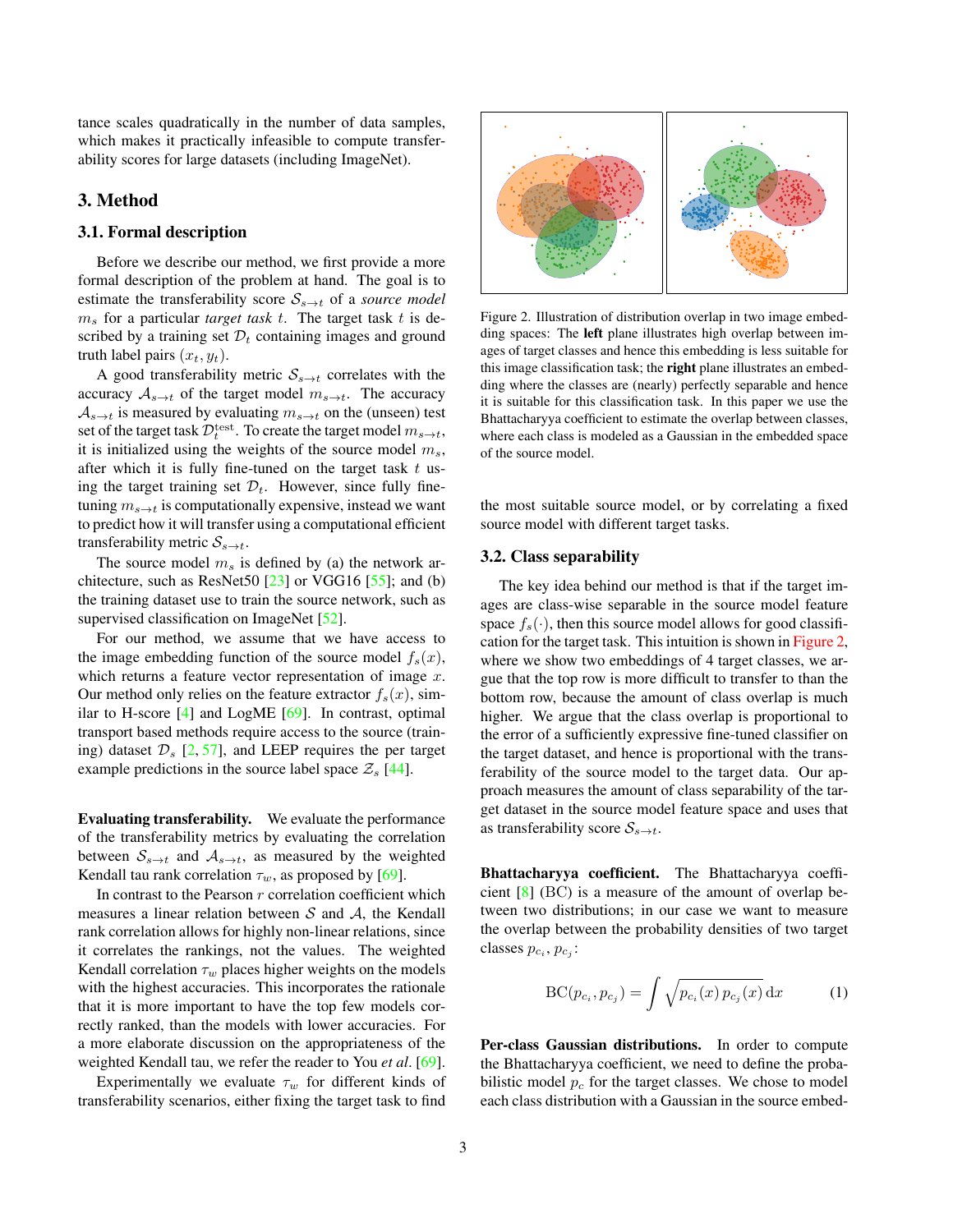tance scales quadratically in the number of data samples, which makes it practically infeasible to compute transferability scores for large datasets (including ImageNet).

## 3. Method

### 3.1. Formal description

Before we describe our method, we first provide a more formal description of the problem at hand. The goal is to estimate the transferability score $\mathcal{S}_{s\to t}$ of a *source model* $m_s$ for a particular *target task* $t$. The target task $t$ is described by a training set $\mathcal{D}_t$ containing images and ground truth label pairs $(x_t, y_t)$.

A good transferability metric $\mathcal{S}_{s\to t}$ correlates with the accuracy $\mathcal{A}_{s\to t}$ of the target model $m_{s\to t}$. The accuracy $\mathcal{A}_{s\to t}$ is measured by evaluating $m_{s\to t}$ on the (unseen) test set of the target task $\mathcal{D}_t^{\text{test}}$. To create the target model $m_{s\to t}$, it is initialized using the weights of the source model $m_s$, after which it is fully fine-tuned on the target task $t$ using the target training set $\mathcal{D}_t$. However, since fully fine-tuning $m_{s\to t}$ is computationally expensive, instead we want to predict how it will transfer using a computational efficient transferability metric $\mathcal{S}_{s\to t}$.

The source model $m_s$ is defined by (a) the network architecture, such as ResNet50 [23] or VGG16 [55]; and (b) the training dataset use to train the source network, such as supervised classification on ImageNet [52].

For our method, we assume that we have access to the image embedding function of the source model $f_s(x)$, which returns a feature vector representation of image $x$. Our method only relies on the feature extractor $f_s(x)$, similar to H-score [4] and LogME [69]. In contrast, optimal transport based methods require access to the source (training) dataset $\mathcal{D}_s$ [2, 57], and LEEP requires the per target example predictions in the source label space $\mathcal{Z}_s$ [44].

**Evaluating transferability.** We evaluate the performance of the transferability metrics by evaluating the correlation between $\mathcal{S}_{s\to t}$ and $\mathcal{A}_{s\to t}$, as measured by the weighted Kendall tau rank correlation $\tau_w$, as proposed by [69].

In contrast to the Pearson $r$ correlation coefficient which measures a linear relation between $\mathcal{S}$ and $\mathcal{A}$, the Kendall rank correlation allows for highly non-linear relations, since it correlates the rankings, not the values. The weighted Kendall correlation $\tau_w$ places higher weights on the models with the highest accuracies. This incorporates the rationale that it is more important to have the top few models correctly ranked, than the models with lower accuracies. For a more elaborate discussion on the appropriateness of the weighted Kendall tau, we refer the reader to You *et al*. [69].

Experimentally we evaluate $\tau_w$ for different kinds of transferability scenarios, either fixing the target task to find the most suitable source model, or by correlating a fixed source model with different target tasks.

Figure 2. Illustration of distribution overlap in two image embedding spaces: The **left** plane illustrates high overlap between images of target classes and hence this embedding is less suitable for this image classification task; the **right** plane illustrates an embedding where the classes are (nearly) perfectly separable and hence it is suitable for this classification task. In this paper we use the Bhattacharyya coefficient to estimate the overlap between classes, where each class is modeled as a Gaussian in the embedded space of the source model.

### 3.2. Class separability

The key idea behind our method is that if the target images are class-wise separable in the source model feature space $f_s(\cdot)$, then this source model allows for good classification for the target task. This intuition is shown in Figure 2, where we show two embeddings of 4 target classes, we argue that the top row is more difficult to transfer to than the bottom row, because the amount of class overlap is much higher. We argue that the class overlap is proportional to the error of a sufficiently expressive fine-tuned classifier on the target dataset, and hence is proportional with the transferability of the source model to the target data. Our approach measures the amount of class separability of the target dataset in the source model feature space and uses that as transferability score $\mathcal{S}_{s\to t}$.

**Bhattacharyya coefficient.** The Bhattacharyya coefficient [8] (BC) is a measure of the amount of overlap between two distributions; in our case we want to measure the overlap between the probability densities of two target classes $p_{c_i}, p_{c_j}$:

$$\text{BC}(p_{c_i}, p_{c_j}) = \int \sqrt{p_{c_i}(x)\, p_{c_j}(x)}\, \mathrm{d}x \tag{1}$$

**Per-class Gaussian distributions.** In order to compute the Bhattacharyya coefficient, we need to define the probabilistic model $p_c$ for the target classes. We chose to model each class distribution with a Gaussian in the source embed-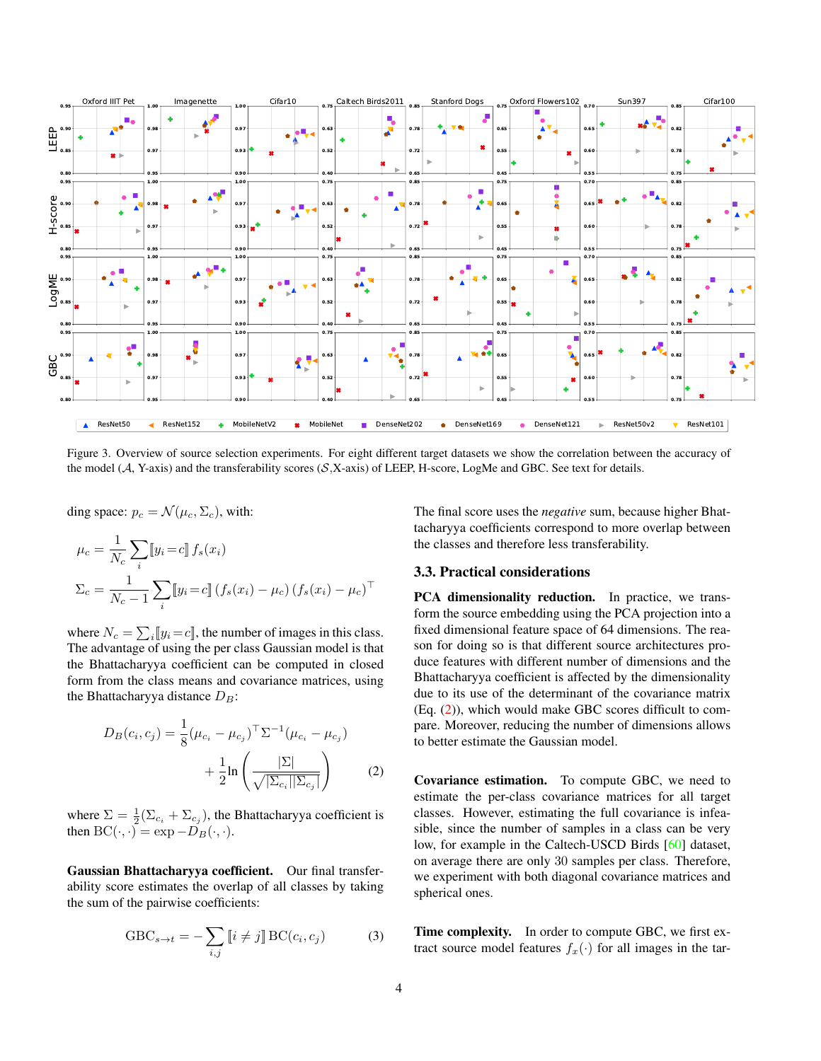Figure 3. Overview of source selection experiments. For eight different target datasets we show the correlation between the accuracy of the model ($\mathcal{A}$, Y-axis) and the transferability scores ($\mathcal{S}$,X-axis) of LEEP, H-score, LogMe and GBC. See text for details.

ding space: $p_c = \mathcal{N}(\mu_c, \Sigma_c)$, with:

$$\mu_c = \frac{1}{N_c} \sum_i [\![y_i = c]\!] \, f_s(x_i)$$

$$\Sigma_c = \frac{1}{N_c - 1} \sum_i [\![y_i = c]\!] \, (f_s(x_i) - \mu_c) \, (f_s(x_i) - \mu_c)^\top$$

where $N_c = \sum_i [\![y_i = c]\!]$, the number of images in this class. The advantage of using the per class Gaussian model is that the Bhattacharyya coefficient can be computed in closed form from the class means and covariance matrices, using the Bhattacharyya distance $D_B$:

$$D_B(c_i, c_j) = \frac{1}{8}(\mu_{c_i} - \mu_{c_j})^\top \Sigma^{-1} (\mu_{c_i} - \mu_{c_j}) + \frac{1}{2} \ln \left( \frac{|\Sigma|}{\sqrt{|\Sigma_{c_i}||\Sigma_{c_j}|}} \right) \tag{2}$$

where $\Sigma = \frac{1}{2}(\Sigma_{c_i} + \Sigma_{c_j})$, the Bhattacharyya coefficient is then $\text{BC}(\cdot, \cdot) = \exp -D_B(\cdot, \cdot)$.

**Gaussian Bhattacharyya coefficient.** Our final transferability score estimates the overlap of all classes by taking the sum of the pairwise coefficients:

$$\text{GBC}_{s \rightarrow t} = -\sum_{i,j} [\![i \neq j]\!] \, \text{BC}(c_i, c_j) \tag{3}$$

The final score uses the *negative* sum, because higher Bhattacharyya coefficients correspond to more overlap between the classes and therefore less transferability.

### 3.3. Practical considerations

**PCA dimensionality reduction.** In practice, we transform the source embedding using the PCA projection into a fixed dimensional feature space of 64 dimensions. The reason for doing so is that different source architectures produce features with different number of dimensions and the Bhattacharyya coefficient is affected by the dimensionality due to its use of the determinant of the covariance matrix (Eq. (2)), which would make GBC scores difficult to compare. Moreover, reducing the number of dimensions allows to better estimate the Gaussian model.

**Covariance estimation.** To compute GBC, we need to estimate the per-class covariance matrices for all target classes. However, estimating the full covariance is infeasible, since the number of samples in a class can be very low, for example in the Caltech-USCD Birds [60] dataset, on average there are only 30 samples per class. Therefore, we experiment with both diagonal covariance matrices and spherical ones.

**Time complexity.** In order to compute GBC, we first extract source model features $f_x(\cdot)$ for all images in the tar-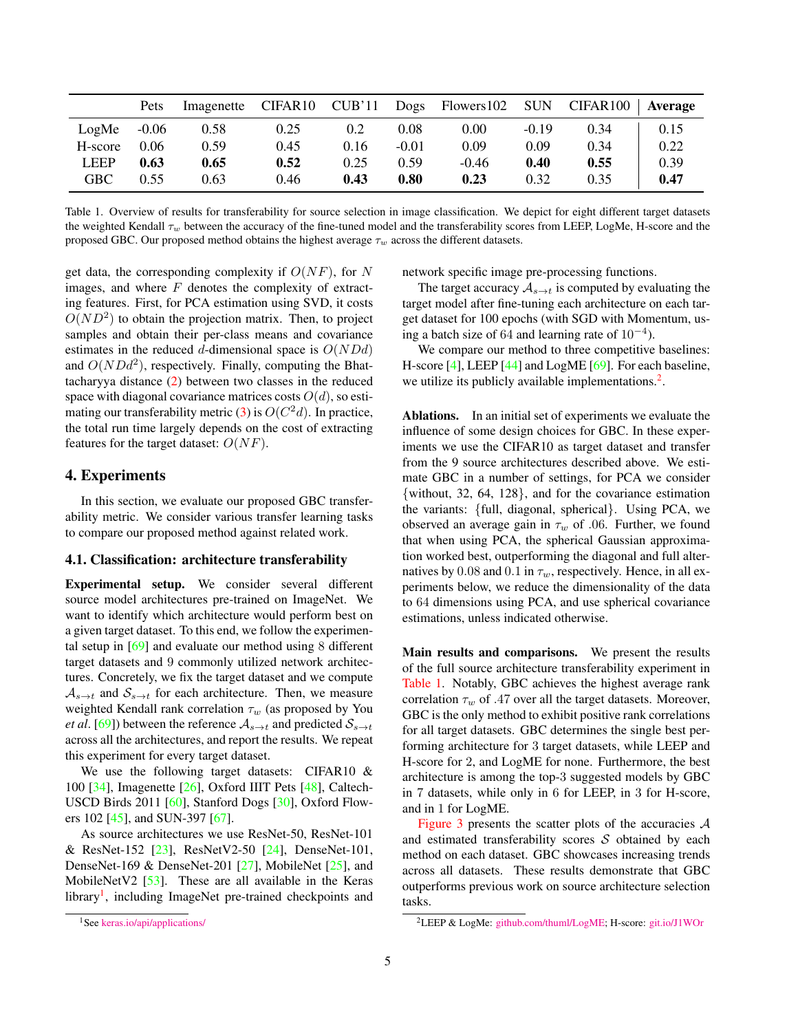| | Pets | Imagenette | CIFAR10 | CUB'11 | Dogs | Flowers102 | SUN | CIFAR100 | **Average** |
|---|---|---|---|---|---|---|---|---|---|
| LogMe | -0.06 | 0.58 | 0.25 | 0.2 | 0.08 | 0.00 | -0.19 | 0.34 | 0.15 |
| H-score | 0.06 | 0.59 | 0.45 | 0.16 | -0.01 | 0.09 | 0.09 | 0.34 | 0.22 |
| LEEP | **0.63** | **0.65** | **0.52** | 0.25 | 0.59 | -0.46 | **0.40** | **0.55** | 0.39 |
| GBC | 0.55 | 0.63 | 0.46 | **0.43** | **0.80** | **0.23** | 0.32 | 0.35 | **0.47** |

Table 1. Overview of results for transferability for source selection in image classification. We depict for eight different target datasets the weighted Kendall $\tau_w$ between the accuracy of the fine-tuned model and the transferability scores from LEEP, LogMe, H-score and the proposed GBC. Our proposed method obtains the highest average $\tau_w$ across the different datasets.

get data, the corresponding complexity if $O(NF)$, for $N$ images, and where $F$ denotes the complexity of extracting features. First, for PCA estimation using SVD, it costs $O(ND^2)$ to obtain the projection matrix. Then, to project samples and obtain their per-class means and covariance estimates in the reduced $d$-dimensional space is $O(NDd)$ and $O(NDd^2)$, respectively. Finally, computing the Bhattacharyya distance (2) between two classes in the reduced space with diagonal covariance matrices costs $O(d)$, so estimating our transferability metric (3) is $O(C^2d)$. In practice, the total run time largely depends on the cost of extracting features for the target dataset: $O(NF)$.

## 4. Experiments

In this section, we evaluate our proposed GBC transferability metric. We consider various transfer learning tasks to compare our proposed method against related work.

### 4.1. Classification: architecture transferability

**Experimental setup.** We consider several different source model architectures pre-trained on ImageNet. We want to identify which architecture would perform best on a given target dataset. To this end, we follow the experimental setup in [69] and evaluate our method using 8 different target datasets and 9 commonly utilized network architectures. Concretely, we fix the target dataset and we compute $\mathcal{A}_{s\to t}$ and $\mathcal{S}_{s\to t}$ for each architecture. Then, we measure weighted Kendall rank correlation $\tau_w$ (as proposed by You *et al*. [69]) between the reference $\mathcal{A}_{s\to t}$ and predicted $\mathcal{S}_{s\to t}$ across all the architectures, and report the results. We repeat this experiment for every target dataset.

We use the following target datasets: CIFAR10 & 100 [34], Imagenette [26], Oxford IIIT Pets [48], Caltech-USCD Birds 2011 [60], Stanford Dogs [30], Oxford Flowers 102 [45], and SUN-397 [67].

As source architectures we use ResNet-50, ResNet-101 & ResNet-152 [23], ResNetV2-50 [24], DenseNet-101, DenseNet-169 & DenseNet-201 [27], MobileNet [25], and MobileNetV2 [53]. These are all available in the Keras library[1], including ImageNet pre-trained checkpoints and network specific image pre-processing functions.

The target accuracy $\mathcal{A}_{s\to t}$ is computed by evaluating the target model after fine-tuning each architecture on each target dataset for 100 epochs (with SGD with Momentum, using a batch size of 64 and learning rate of $10^{-4}$).

We compare our method to three competitive baselines: H-score [4], LEEP [44] and LogME [69]. For each baseline, we utilize its publicly available implementations.[2].

**Ablations.** In an initial set of experiments we evaluate the influence of some design choices for GBC. In these experiments we use the CIFAR10 as target dataset and transfer from the 9 source architectures described above. We estimate GBC in a number of settings, for PCA we consider {without, 32, 64, 128}, and for the covariance estimation the variants: {full, diagonal, spherical}. Using PCA, we observed an average gain in $\tau_w$ of .06. Further, we found that when using PCA, the spherical Gaussian approximation worked best, outperforming the diagonal and full alternatives by 0.08 and 0.1 in $\tau_w$, respectively. Hence, in all experiments below, we reduce the dimensionality of the data to 64 dimensions using PCA, and use spherical covariance estimations, unless indicated otherwise.

**Main results and comparisons.** We present the results of the full source architecture transferability experiment in Table 1. Notably, GBC achieves the highest average rank correlation $\tau_w$ of .47 over all the target datasets. Moreover, GBC is the only method to exhibit positive rank correlations for all target datasets. GBC determines the single best performing architecture for 3 target datasets, while LEEP and H-score for 2, and LogME for none. Furthermore, the best architecture is among the top-3 suggested models by GBC in 7 datasets, while only in 6 for LEEP, in 3 for H-score, and in 1 for LogME.

Figure 3 presents the scatter plots of the accuracies $\mathcal{A}$ and estimated transferability scores $\mathcal{S}$ obtained by each method on each dataset. GBC showcases increasing trends across all datasets. These results demonstrate that GBC outperforms previous work on source architecture selection tasks.

[1] See keras.io/api/applications/

[2] LEEP & LogMe: github.com/thuml/LogME; H-score: git.io/J1WOr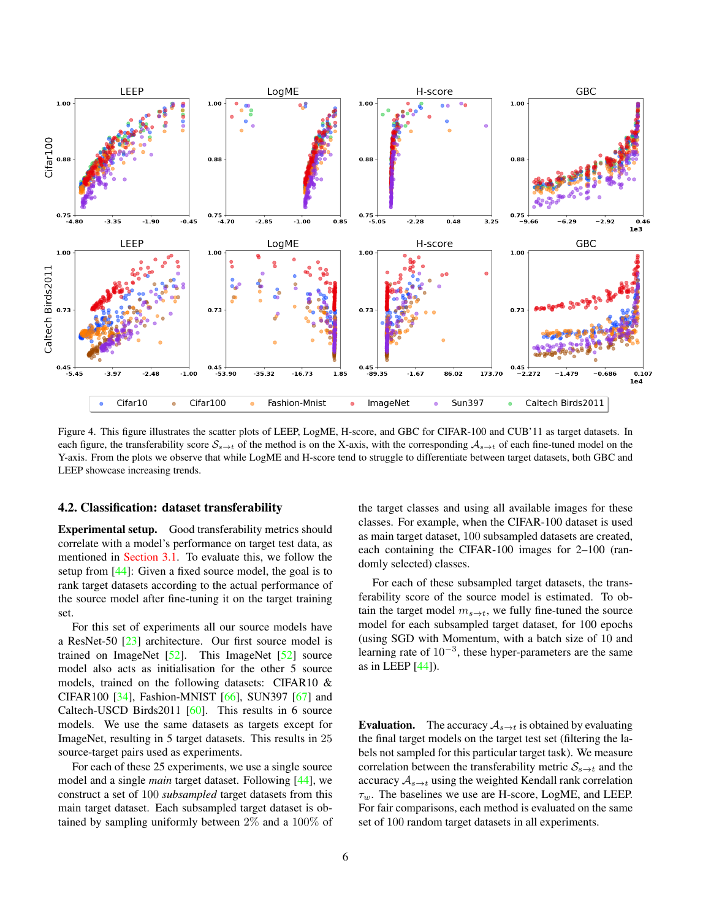Figure 4. This figure illustrates the scatter plots of LEEP, LogME, H-score, and GBC for CIFAR-100 and CUB'11 as target datasets. In each figure, the transferability score $\mathcal{S}_{s \to t}$ of the method is on the X-axis, with the corresponding $\mathcal{A}_{s \to t}$ of each fine-tuned model on the Y-axis. From the plots we observe that while LogME and H-score tend to struggle to differentiate between target datasets, both GBC and LEEP showcase increasing trends.

### 4.2. Classification: dataset transferability

**Experimental setup.** Good transferability metrics should correlate with a model's performance on target test data, as mentioned in Section 3.1. To evaluate this, we follow the setup from [44]: Given a fixed source model, the goal is to rank target datasets according the actual performance of the source model after fine-tuning it on the target training set.

For this set of experiments all our source models have a ResNet-50 [23] architecture. Our first source model is trained on ImageNet [52]. This ImageNet [52] source model also acts as initialisation for the other 5 source models, trained on the following datasets: CIFAR10 & CIFAR100 [34], Fashion-MNIST [66], SUN397 [67] and Caltech-USCD Birds2011 [60]. This results in 6 source models. We use the same datasets as targets except for ImageNet, resulting in 5 target datasets. This results in 25 source-target pairs used as experiments.

For each of these 25 experiments, we use a single source model and a single *main* target dataset. Following [44], we construct a set of 100 *subsampled* target datasets from this main target dataset. Each subsampled target dataset is obtained by sampling uniformly between 2% and a 100% of the target classes and using all available images for these classes. For example, when the CIFAR-100 dataset is used as main target dataset, 100 subsampled datasets are created, each containing the CIFAR-100 images for 2–100 (randomly selected) classes.

For each of these subsampled target datasets, the transferability score of the source model is estimated. To obtain the target model $m_{s \to t}$, we fully fine-tuned the source model for each subsampled target dataset, for 100 epochs (using SGD with Momentum, with a batch size of 10 and learning rate of $10^{-3}$, these hyper-parameters are the same as in LEEP [44]).

**Evaluation.** The accuracy $\mathcal{A}_{s \to t}$ is obtained by evaluating the final target models on the target test set (filtering the labels not sampled for this particular target task). We measure correlation between the transferability metric $\mathcal{S}_{s \to t}$ and the accuracy $\mathcal{A}_{s \to t}$ using the weighted Kendall rank correlation $\tau_w$. The baselines we use are H-score, LogME, and LEEP. For fair comparisons, each method is evaluated on the same set of 100 random target datasets in all experiments.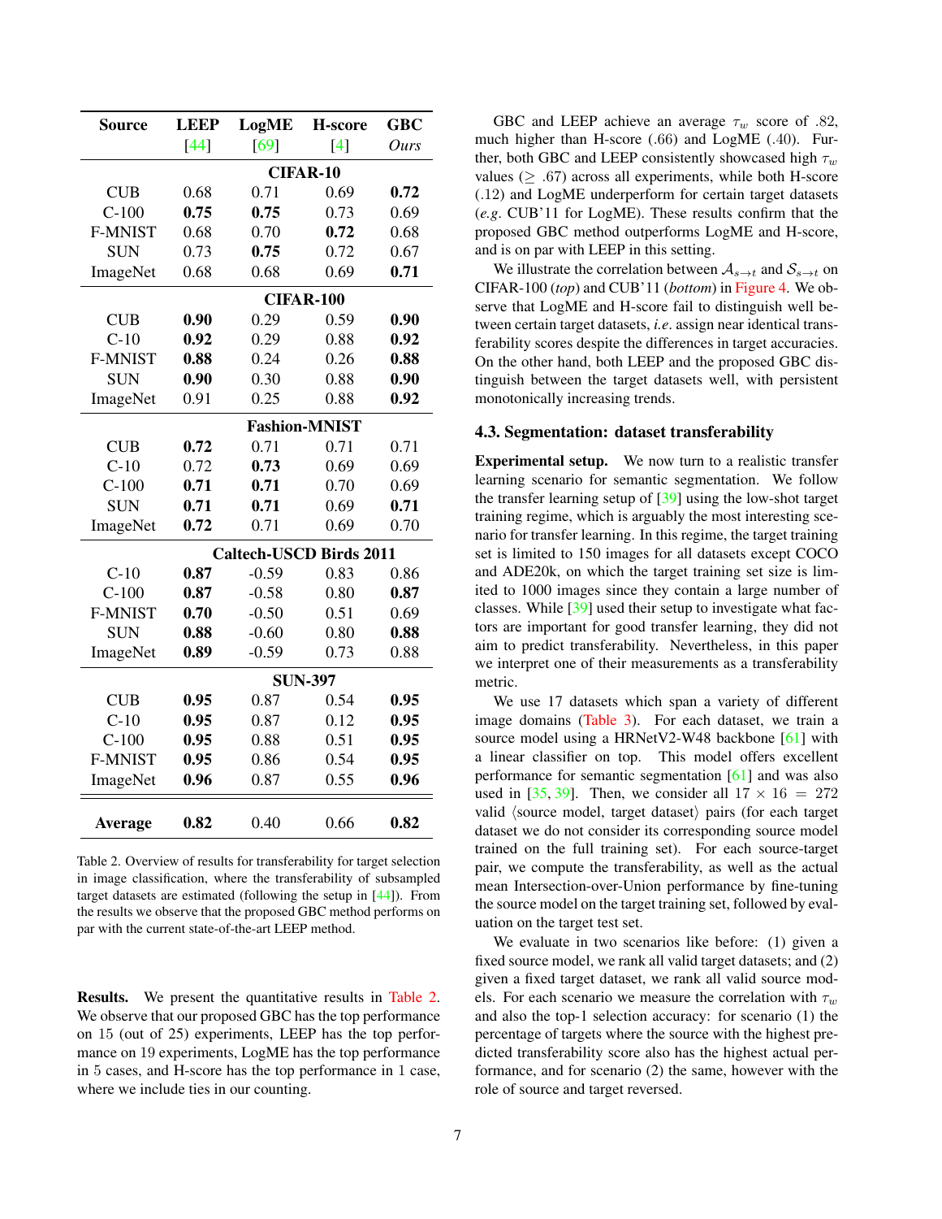| Source | LEEP [44] | LogME [69] | H-score [4] | GBC *Ours* |
|---|---|---|---|---|
| | | **CIFAR-10** | | |
| CUB | 0.68 | 0.71 | 0.69 | **0.72** |
| C-100 | **0.75** | **0.75** | 0.73 | 0.69 |
| F-MNIST | 0.68 | 0.70 | **0.72** | 0.68 |
| SUN | 0.73 | **0.75** | 0.72 | 0.67 |
| ImageNet | 0.68 | 0.68 | 0.69 | **0.71** |
| | | **CIFAR-100** | | |
| CUB | **0.90** | 0.29 | 0.59 | **0.90** |
| C-10 | **0.92** | 0.29 | 0.88 | **0.92** |
| F-MNIST | **0.88** | 0.24 | 0.26 | **0.88** |
| SUN | **0.90** | 0.30 | 0.88 | **0.90** |
| ImageNet | 0.91 | 0.25 | 0.88 | **0.92** |
| | | **Fashion-MNIST** | | |
| CUB | **0.72** | 0.71 | 0.71 | 0.71 |
| C-10 | 0.72 | **0.73** | 0.69 | 0.69 |
| C-100 | **0.71** | **0.71** | 0.70 | 0.69 |
| SUN | **0.71** | **0.71** | 0.69 | **0.71** |
| ImageNet | **0.72** | 0.71 | 0.69 | 0.70 |
| | | **Caltech-USCD Birds 2011** | | |
| C-10 | **0.87** | -0.59 | 0.83 | 0.86 |
| C-100 | **0.87** | -0.58 | 0.80 | **0.87** |
| F-MNIST | **0.70** | -0.50 | 0.51 | 0.69 |
| SUN | **0.88** | -0.60 | 0.80 | **0.88** |
| ImageNet | **0.89** | -0.59 | 0.73 | 0.88 |
| | | **SUN-397** | | |
| CUB | **0.95** | 0.87 | 0.54 | **0.95** |
| C-10 | **0.95** | 0.87 | 0.12 | **0.95** |
| C-100 | **0.95** | 0.88 | 0.51 | **0.95** |
| F-MNIST | **0.95** | 0.86 | 0.54 | **0.95** |
| ImageNet | **0.96** | 0.87 | 0.55 | **0.96** |
| **Average** | **0.82** | 0.40 | 0.66 | **0.82** |

Table 2. Overview of results for transferability for target selection in image classification, where the transferability of subsampled target datasets are estimated (following the setup in [44]). From the results we observe that the proposed GBC method performs on par with the current state-of-the-art LEEP method.

**Results.** We present the quantitative results in Table 2. We observe that our proposed GBC has the top performance on 15 (out of 25) experiments, LEEP has the top performance on 19 experiments, LogME has the top performance in 5 cases, and H-score has the top performance in 1 case, where we include ties in our counting.

GBC and LEEP achieve an average $\tau_w$ score of .82, much higher than H-score (.66) and LogME (.40). Further, both GBC and LEEP consistently showcased high $\tau_w$ values ($\geq$ .67) across all experiments, while both H-score (.12) and LogME underperform for certain target datasets (*e.g.* CUB'11 for LogME). These results confirm that the proposed GBC method outperforms LogME and H-score, and is on par with LEEP in this setting.

We illustrate the correlation between $\mathcal{A}_{s \to t}$ and $\mathcal{S}_{s \to t}$ on CIFAR-100 (*top*) and CUB'11 (*bottom*) in Figure 4. We observe that LogME and H-score fail to distinguish well between certain target datasets, *i.e.* assign near identical transferability scores despite the differences in target accuracies. On the other hand, both LEEP and the proposed GBC distinguish between the target datasets well, with persistent monotonically increasing trends.

### 4.3. Segmentation: dataset transferability

**Experimental setup.** We now turn to a realistic transfer learning scenario for semantic segmentation. We follow the transfer learning setup of [39] using the low-shot target training regime, which is arguably the most interesting scenario for transfer learning. In this regime, the target training set is limited to 150 images for all datasets except COCO and ADE20k, on which the target training set size is limited to 1000 images since they contain a large number of classes. While [39] used their setup to investigate what factors are important for good transfer learning, they did not aim to predict transferability. Nevertheless, in this paper we interpret one of their measurements as a transferability metric.

We use 17 datasets which span a variety of different image domains (Table 3). For each dataset, we train a source model using a HRNetV2-W48 backbone [61] with a linear classifier on top. This model offers excellent performance for semantic segmentation [61] and was also used in [35, 39]. Then, we consider all $17 \times 16 = 272$ valid $\langle$source model, target dataset$\rangle$ pairs (for each target dataset we do not consider its corresponding source model trained on the full training set). For each source-target pair, we compute the transferability, as well as the actual mean Intersection-over-Union performance by fine-tuning the source model on the target training set, followed by evaluation on the target test set.

We evaluate in two scenarios like before: (1) given a fixed source model, we rank all valid target datasets; and (2) given a fixed target dataset, we rank all valid source models. For each scenario we measure the correlation with $\tau_w$ and also the top-1 selection accuracy: for scenario (1) the percentage of targets where the source with the highest predicted transferability score also has the highest actual performance, and for scenario (2) the same, however with the role of source and target reversed.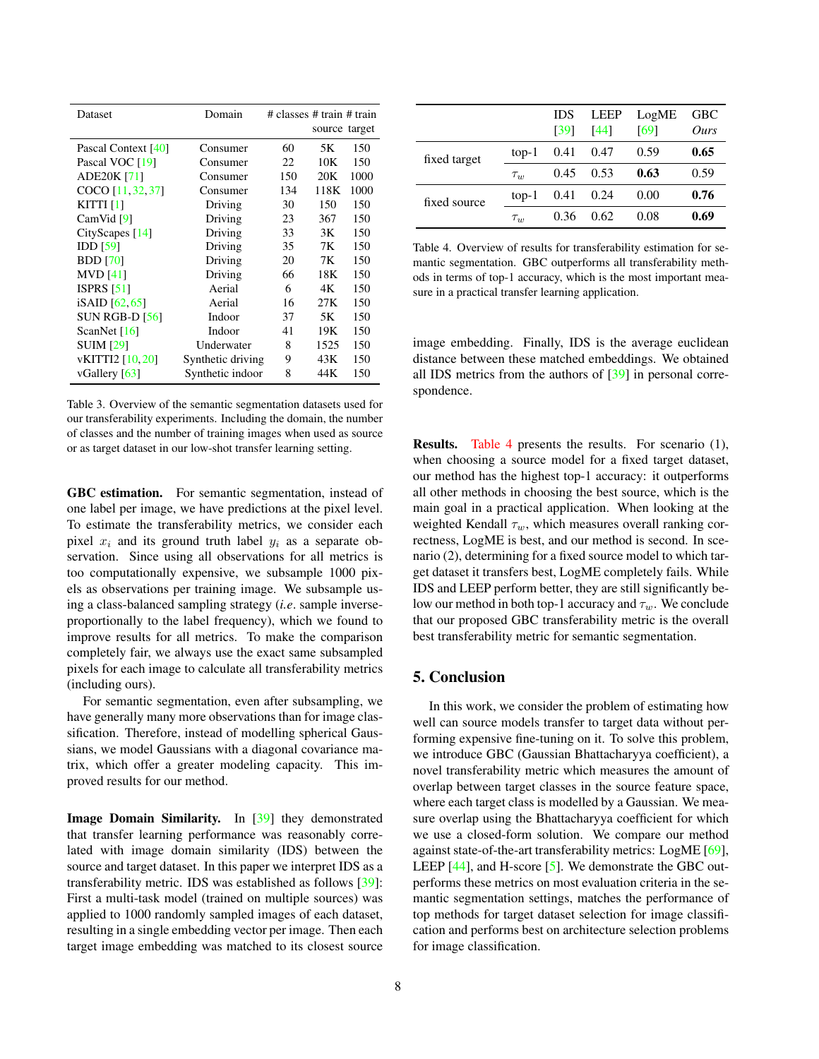| Dataset | Domain | # classes | # train source | # train target |
|---|---|---|---|---|
| Pascal Context [40] | Consumer | 60 | 5K | 150 |
| Pascal VOC [19] | Consumer | 22 | 10K | 150 |
| ADE20K [71] | Consumer | 150 | 20K | 1000 |
| COCO [11, 32, 37] | Consumer | 134 | 118K | 1000 |
| KITTI [1] | Driving | 30 | 150 | 150 |
| CamVid [9] | Driving | 23 | 367 | 150 |
| CityScapes [14] | Driving | 33 | 3K | 150 |
| IDD [59] | Driving | 35 | 7K | 150 |
| BDD [70] | Driving | 20 | 7K | 150 |
| MVD [41] | Driving | 66 | 18K | 150 |
| ISPRS [51] | Aerial | 6 | 4K | 150 |
| iSAID [62, 65] | Aerial | 16 | 27K | 150 |
| SUN RGB-D [56] | Indoor | 37 | 5K | 150 |
| ScanNet [16] | Indoor | 41 | 19K | 150 |
| SUIM [29] | Underwater | 8 | 1525 | 150 |
| vKITTI2 [10, 20] | Synthetic driving | 9 | 43K | 150 |
| vGallery [63] | Synthetic indoor | 8 | 44K | 150 |

Table 3. Overview of the semantic segmentation datasets used for our transferability experiments. Including the domain, the number of classes and the number of training images when used as source or as target dataset in our low-shot transfer learning setting.

**GBC estimation.** For semantic segmentation, instead of one label per image, we have predictions at the pixel level. To estimate the transferability metrics, we consider each pixel $x_i$ and its ground truth label $y_i$ as a separate observation. Since using all observations for all metrics is too computationally expensive, we subsample 1000 pixels as observations per training image. We subsample using a class-balanced sampling strategy (*i.e*. sample inverse-proportionally to the label frequency), which we found to improve results for all metrics. To make the comparison completely fair, we always use the exact same subsampled pixels for each image to calculate all transferability metrics (including ours).

For semantic segmentation, even after subsampling, we have generally many more observations than for image classification. Therefore, instead of modelling spherical Gaussians, we model Gaussians with a diagonal covariance matrix, which offer a greater modeling capacity. This improved results for our method.

**Image Domain Similarity.** In [39] they demonstrated that transfer learning performance was reasonably correlated with image domain similarity (IDS) between the source and target dataset. In this paper we interpret IDS as a transferability metric. IDS was established as follows [39]: First a multi-task model (trained on multiple sources) was applied to 1000 randomly sampled images of each dataset, resulting in a single embedding vector per image. Then each target image embedding was matched to its closest source image embedding. Finally, IDS is the average euclidean distance between these matched embeddings. We obtained all IDS metrics from the authors of [39] in personal correspondence.

| | | IDS [39] | LEEP [44] | LogME [69] | GBC *Ours* |
|---|---|---|---|---|---|
| fixed target | top-1 | 0.41 | 0.47 | 0.59 | **0.65** |
| | $\tau_w$ | 0.45 | 0.53 | **0.63** | 0.59 |
| fixed source | top-1 | 0.41 | 0.24 | 0.00 | **0.76** |
| | $\tau_w$ | 0.36 | 0.62 | 0.08 | **0.69** |

Table 4. Overview of results for transferability estimation for semantic segmentation. GBC outperforms all transferability methods in terms of top-1 accuracy, which is the most important measure in a practical transfer learning application.

**Results.** Table 4 presents the results. For scenario (1), when choosing a source model for a fixed target dataset, our method has the highest top-1 accuracy: it outperforms all other methods in choosing the best source, which is the main goal in a practical application. When looking at the weighted Kendall $\tau_w$, which measures overall ranking correctness, LogME is best, and our method is second. In scenario (2), determining for a fixed source model to which target dataset it transfers best, LogME completely fails. While IDS and LEEP perform better, they are still significantly below our method in both top-1 accuracy and $\tau_w$. We conclude that our proposed GBC transferability metric is the overall best transferability metric for semantic segmentation.

## 5. Conclusion

In this work, we consider the problem of estimating how well can source models transfer to target data without performing expensive fine-tuning on it. To solve this problem, we introduce GBC (Gaussian Bhattacharyya coefficient), a novel transferability metric which measures the amount of overlap between target classes in the source feature space, where each target class is modelled by a Gaussian. We measure overlap using the Bhattacharyya coefficient for which we use a closed-form solution. We compare our method against state-of-the-art transferability metrics: LogME [69], LEEP [44], and H-score [5]. We demonstrate the GBC outperforms these metrics on most evaluation criteria in the semantic segmentation settings, matches the performance of top methods for target dataset selection for image classification and performs best on architecture selection problems for image classification.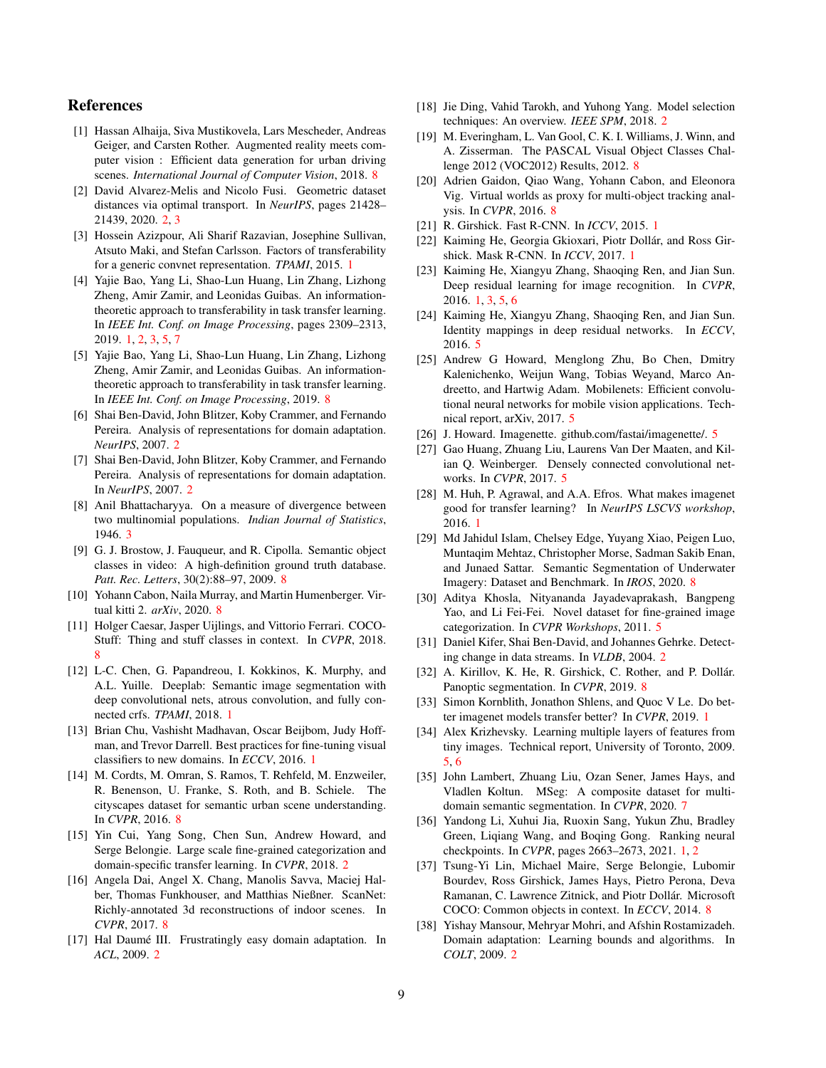## References

[1] Hassan Alhaija, Siva Mustikovela, Lars Mescheder, Andreas Geiger, and Carsten Rother. Augmented reality meets computer vision : Efficient data generation for urban driving scenes. *International Journal of Computer Vision*, 2018. 8

[2] David Alvarez-Melis and Nicolo Fusi. Geometric dataset distances via optimal transport. In *NeurIPS*, pages 21428–21439, 2020. 2, 3

[3] Hossein Azizpour, Ali Sharif Razavian, Josephine Sullivan, Atsuto Maki, and Stefan Carlsson. Factors of transferability for a generic convnet representation. *TPAMI*, 2015. 1

[4] Yajie Bao, Yang Li, Shao-Lun Huang, Lin Zhang, Lizhong Zheng, Amir Zamir, and Leonidas Guibas. An information-theoretic approach to transferability in task transfer learning. In *IEEE Int. Conf. on Image Processing*, pages 2309–2313, 2019. 1, 2, 3, 5, 7

[5] Yajie Bao, Yang Li, Shao-Lun Huang, Lin Zhang, Lizhong Zheng, Amir Zamir, and Leonidas Guibas. An information-theoretic approach to transferability in task transfer learning. In *IEEE Int. Conf. on Image Processing*, 2019. 8

[6] Shai Ben-David, John Blitzer, Koby Crammer, and Fernando Pereira. Analysis of representations for domain adaptation. *NeurIPS*, 2007. 2

[7] Shai Ben-David, John Blitzer, Koby Crammer, and Fernando Pereira. Analysis of representations for domain adaptation. In *NeurIPS*, 2007. 2

[8] Anil Bhattacharyya. On a measure of divergence between two multinomial populations. *Indian Journal of Statistics*, 1946. 3

[9] G. J. Brostow, J. Fauqueur, and R. Cipolla. Semantic object classes in video: A high-definition ground truth database. *Patt. Rec. Letters*, 30(2):88–97, 2009. 8

[10] Yohann Cabon, Naila Murray, and Martin Humenberger. Virtual kitti 2. *arXiv*, 2020. 8

[11] Holger Caesar, Jasper Uijlings, and Vittorio Ferrari. COCO-Stuff: Thing and stuff classes in context. In *CVPR*, 2018. 8

[12] L-C. Chen, G. Papandreou, I. Kokkinos, K. Murphy, and A.L. Yuille. Deeplab: Semantic image segmentation with deep convolutional nets, atrous convolution, and fully connected crfs. *TPAMI*, 2018. 1

[13] Brian Chu, Vashisht Madhavan, Oscar Beijbom, Judy Hoffman, and Trevor Darrell. Best practices for fine-tuning visual classifiers to new domains. In *ECCV*, 2016. 1

[14] M. Cordts, M. Omran, S. Ramos, T. Rehfeld, M. Enzweiler, R. Benenson, U. Franke, S. Roth, and B. Schiele. The cityscapes dataset for semantic urban scene understanding. In *CVPR*, 2016. 8

[15] Yin Cui, Yang Song, Chen Sun, Andrew Howard, and Serge Belongie. Large scale fine-grained categorization and domain-specific transfer learning. In *CVPR*, 2018. 2

[16] Angela Dai, Angel X. Chang, Manolis Savva, Maciej Halber, Thomas Funkhouser, and Matthias Nießner. ScanNet: Richly-annotated 3d reconstructions of indoor scenes. In *CVPR*, 2017. 8

[17] Hal Daumé III. Frustratingly easy domain adaptation. In *ACL*, 2009. 2

[18] Jie Ding, Vahid Tarokh, and Yuhong Yang. Model selection techniques: An overview. *IEEE SPM*, 2018. 2

[19] M. Everingham, L. Van Gool, C. K. I. Williams, J. Winn, and A. Zisserman. The PASCAL Visual Object Classes Challenge 2012 (VOC2012) Results, 2012. 8

[20] Adrien Gaidon, Qiao Wang, Yohann Cabon, and Eleonora Vig. Virtual worlds as proxy for multi-object tracking analysis. In *CVPR*, 2016. 8

[21] R. Girshick. Fast R-CNN. In *ICCV*, 2015. 1

[22] Kaiming He, Georgia Gkioxari, Piotr Dollár, and Ross Girshick. Mask R-CNN. In *ICCV*, 2017. 1

[23] Kaiming He, Xiangyu Zhang, Shaoqing Ren, and Jian Sun. Deep residual learning for image recognition. In *CVPR*, 2016. 1, 3, 5, 6

[24] Kaiming He, Xiangyu Zhang, Shaoqing Ren, and Jian Sun. Identity mappings in deep residual networks. In *ECCV*, 2016. 5

[25] Andrew G Howard, Menglong Zhu, Bo Chen, Dmitry Kalenichenko, Weijun Wang, Tobias Weyand, Marco Andreetto, and Hartwig Adam. Mobilenets: Efficient convolutional neural networks for mobile vision applications. Technical report, arXiv, 2017. 5

[26] J. Howard. Imagenette. github.com/fastai/imagenette/. 5

[27] Gao Huang, Zhuang Liu, Laurens Van Der Maaten, and Kilian Q. Weinberger. Densely connected convolutional networks. In *CVPR*, 2017. 5

[28] M. Huh, P. Agrawal, and A.A. Efros. What makes imagenet good for transfer learning? In *NeurIPS LSCVS workshop*, 2016. 1

[29] Md Jahidul Islam, Chelsey Edge, Yuyang Xiao, Peigen Luo, Muntaqim Mehtaz, Christopher Morse, Sadman Sakib Enan, and Junaed Sattar. Semantic Segmentation of Underwater Imagery: Dataset and Benchmark. In *IROS*, 2020. 8

[30] Aditya Khosla, Nityananda Jayadevaprakash, Bangpeng Yao, and Li Fei-Fei. Novel dataset for fine-grained image categorization. In *CVPR Workshops*, 2011. 5

[31] Daniel Kifer, Shai Ben-David, and Johannes Gehrke. Detecting change in data streams. In *VLDB*, 2004. 2

[32] A. Kirillov, K. He, R. Girshick, C. Rother, and P. Dollár. Panoptic segmentation. In *CVPR*, 2019. 8

[33] Simon Kornblith, Jonathon Shlens, and Quoc V Le. Do better imagenet models transfer better? In *CVPR*, 2019. 1

[34] Alex Krizhevsky. Learning multiple layers of features from tiny images. Technical report, University of Toronto, 2009. 5, 6

[35] John Lambert, Zhuang Liu, Ozan Sener, James Hays, and Vladlen Koltun. MSeg: A composite dataset for multi-domain semantic segmentation. In *CVPR*, 2020. 7

[36] Yandong Li, Xuhui Jia, Ruoxin Sang, Yukun Zhu, Bradley Green, Liqiang Wang, and Boqing Gong. Ranking neural checkpoints. In *CVPR*, pages 2663–2673, 2021. 1, 2

[37] Tsung-Yi Lin, Michael Maire, Serge Belongie, Lubomir Bourdev, Ross Girshick, James Hays, Pietro Perona, Deva Ramanan, C. Lawrence Zitnick, and Piotr Dollár. Microsoft COCO: Common objects in context. In *ECCV*, 2014. 8

[38] Yishay Mansour, Mehryar Mohri, and Afshin Rostamizadeh. Domain adaptation: Learning bounds and algorithms. In *COLT*, 2009. 2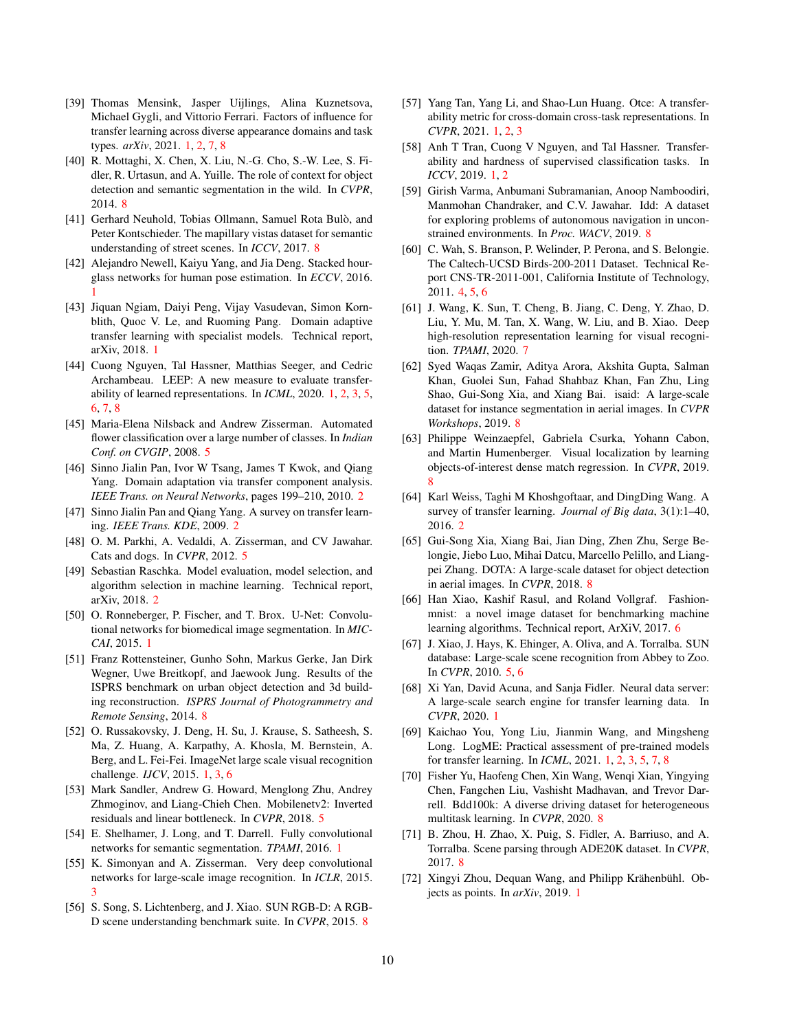[39] Thomas Mensink, Jasper Uijlings, Alina Kuznetsova, Michael Gygli, and Vittorio Ferrari. Factors of influence for transfer learning across diverse appearance domains and task types. *arXiv*, 2021. 1, 2, 7, 8

[40] R. Mottaghi, X. Chen, X. Liu, N.-G. Cho, S.-W. Lee, S. Fidler, R. Urtasun, and A. Yuille. The role of context for object detection and semantic segmentation in the wild. In *CVPR*, 2014. 8

[41] Gerhard Neuhold, Tobias Ollmann, Samuel Rota Bulò, and Peter Kontschieder. The mapillary vistas dataset for semantic understanding of street scenes. In *ICCV*, 2017. 8

[42] Alejandro Newell, Kaiyu Yang, and Jia Deng. Stacked hourglass networks for human pose estimation. In *ECCV*, 2016. 1

[43] Jiquan Ngiam, Daiyi Peng, Vijay Vasudevan, Simon Kornblith, Quoc V. Le, and Ruoming Pang. Domain adaptive transfer learning with specialist models. Technical report, arXiv, 2018. 1

[44] Cuong Nguyen, Tal Hassner, Matthias Seeger, and Cedric Archambeau. LEEP: A new measure to evaluate transferability of learned representations. In *ICML*, 2020. 1, 2, 3, 5, 6, 7, 8

[45] Maria-Elena Nilsback and Andrew Zisserman. Automated flower classification over a large number of classes. In *Indian Conf. on CVGIP*, 2008. 5

[46] Sinno Jialin Pan, Ivor W Tsang, James T Kwok, and Qiang Yang. Domain adaptation via transfer component analysis. *IEEE Trans. on Neural Networks*, pages 199–210, 2010. 2

[47] Sinno Jialin Pan and Qiang Yang. A survey on transfer learning. *IEEE Trans. KDE*, 2009. 2

[48] O. M. Parkhi, A. Vedaldi, A. Zisserman, and CV Jawahar. Cats and dogs. In *CVPR*, 2012. 5

[49] Sebastian Raschka. Model evaluation, model selection, and algorithm selection in machine learning. Technical report, arXiv, 2018. 2

[50] O. Ronneberger, P. Fischer, and T. Brox. U-Net: Convolutional networks for biomedical image segmentation. In *MICCAI*, 2015. 1

[51] Franz Rottensteiner, Gunho Sohn, Markus Gerke, Jan Dirk Wegner, Uwe Breitkopf, and Jaewook Jung. Results of the ISPRS benchmark on urban object detection and 3d building reconstruction. *ISPRS Journal of Photogrammetry and Remote Sensing*, 2014. 8

[52] O. Russakovsky, J. Deng, H. Su, J. Krause, S. Satheesh, S. Ma, Z. Huang, A. Karpathy, A. Khosla, M. Bernstein, A. Berg, and L. Fei-Fei. ImageNet large scale visual recognition challenge. *IJCV*, 2015. 1, 3, 6

[53] Mark Sandler, Andrew G. Howard, Menglong Zhu, Andrey Zhmoginov, and Liang-Chieh Chen. Mobilenetv2: Inverted residuals and linear bottleneck. In *CVPR*, 2018. 5

[54] E. Shelhamer, J. Long, and T. Darrell. Fully convolutional networks for semantic segmentation. *TPAMI*, 2016. 1

[55] K. Simonyan and A. Zisserman. Very deep convolutional networks for large-scale image recognition. In *ICLR*, 2015. 3

[56] S. Song, S. Lichtenberg, and J. Xiao. SUN RGB-D: A RGB-D scene understanding benchmark suite. In *CVPR*, 2015. 8

[57] Yang Tan, Yang Li, and Shao-Lun Huang. Otce: A transferability metric for cross-domain cross-task representations. In *CVPR*, 2021. 1, 2, 3

[58] Anh T Tran, Cuong V Nguyen, and Tal Hassner. Transferability and hardness of supervised classification tasks. In *ICCV*, 2019. 1, 2

[59] Girish Varma, Anbumani Subramanian, Anoop Namboodiri, Manmohan Chandraker, and C.V. Jawahar. Idd: A dataset for exploring problems of autonomous navigation in unconstrained environments. In *Proc. WACV*, 2019. 8

[60] C. Wah, S. Branson, P. Welinder, P. Perona, and S. Belongie. The Caltech-UCSD Birds-200-2011 Dataset. Technical Report CNS-TR-2011-001, California Institute of Technology, 2011. 4, 5, 6

[61] J. Wang, K. Sun, T. Cheng, B. Jiang, C. Deng, Y. Zhao, D. Liu, Y. Mu, M. Tan, X. Wang, W. Liu, and B. Xiao. Deep high-resolution representation learning for visual recognition. *TPAMI*, 2020. 7

[62] Syed Waqas Zamir, Aditya Arora, Akshita Gupta, Salman Khan, Guolei Sun, Fahad Shahbaz Khan, Fan Zhu, Ling Shao, Gui-Song Xia, and Xiang Bai. isaid: A large-scale dataset for instance segmentation in aerial images. In *CVPR Workshops*, 2019. 8

[63] Philippe Weinzaepfel, Gabriela Csurka, Yohann Cabon, and Martin Humenberger. Visual localization by learning objects-of-interest dense match regression. In *CVPR*, 2019. 8

[64] Karl Weiss, Taghi M Khoshgoftaar, and DingDing Wang. A survey of transfer learning. *Journal of Big data*, 3(1):1–40, 2016. 2

[65] Gui-Song Xia, Xiang Bai, Jian Ding, Zhen Zhu, Serge Belongie, Jiebo Luo, Mihai Datcu, Marcello Pelillo, and Liangpei Zhang. DOTA: A large-scale dataset for object detection in aerial images. In *CVPR*, 2018. 8

[66] Han Xiao, Kashif Rasul, and Roland Vollgraf. Fashion-mnist: a novel image dataset for benchmarking machine learning algorithms. Technical report, ArXiV, 2017. 6

[67] J. Xiao, J. Hays, K. Ehinger, A. Oliva, and A. Torralba. SUN database: Large-scale scene recognition from Abbey to Zoo. In *CVPR*, 2010. 5, 6

[68] Xi Yan, David Acuna, and Sanja Fidler. Neural data server: A large-scale search engine for transfer learning data. In *CVPR*, 2020. 1

[69] Kaichao You, Yong Liu, Jianmin Wang, and Mingsheng Long. LogME: Practical assessment of pre-trained models for transfer learning. In *ICML*, 2021. 1, 2, 3, 5, 7, 8

[70] Fisher Yu, Haofeng Chen, Xin Wang, Wenqi Xian, Yingying Chen, Fangchen Liu, Vashisht Madhavan, and Trevor Darrell. Bdd100k: A diverse driving dataset for heterogeneous multitask learning. In *CVPR*, 2020. 8

[71] B. Zhou, H. Zhao, X. Puig, S. Fidler, A. Barriuso, and A. Torralba. Scene parsing through ADE20K dataset. In *CVPR*, 2017. 8

[72] Xingyi Zhou, Dequan Wang, and Philipp Krähenbühl. Objects as points. In *arXiv*, 2019. 1